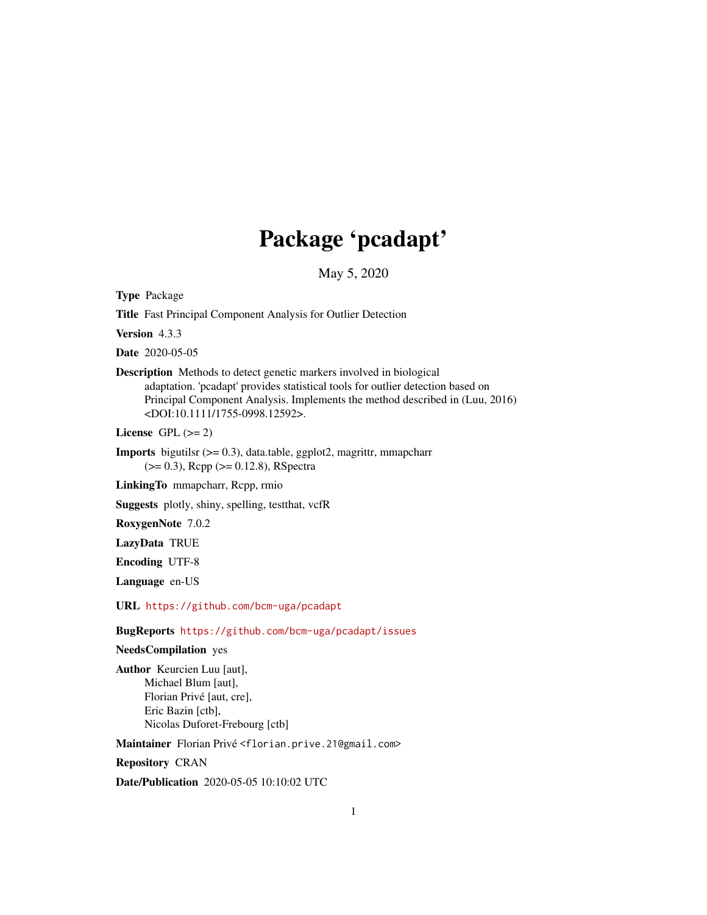# Package 'pcadapt'

May 5, 2020

**Type** Package

**Title** Fast Principal Component Analysis for Outlier Detection

**Version** 4.3.3

**Date** 2020-05-05

**Description** Methods to detect genetic markers involved in biological adaptation. 'pcadapt' provides statistical tools for outlier detection based on Principal Component Analysis. Implements the method described in (Luu, 2016) <DOI:10.1111/1755-0998.12592>.

**License** GPL (>= 2)

**Imports** bigutilsr (>= 0.3), data.table, ggplot2, magrittr, mmapcharr (>= 0.3), Rcpp (>= 0.12.8), RSpectra

**LinkingTo** mmapcharr, Rcpp, rmio

**Suggests** plotly, shiny, spelling, testthat, vcfR

**RoxygenNote** 7.0.2

**LazyData** TRUE

**Encoding** UTF-8

**Language** en-US

**URL** https://github.com/bcm-uga/pcadapt

**BugReports** https://github.com/bcm-uga/pcadapt/issues

**NeedsCompilation** yes

**Author** Keurcien Luu [aut],
Michael Blum [aut],
Florian Privé [aut, cre],
Eric Bazin [ctb],
Nicolas Duforet-Frebourg [ctb]

**Maintainer** Florian Privé <florian.prive.21@gmail.com>

**Repository** CRAN

**Date/Publication** 2020-05-05 10:10:02 UTC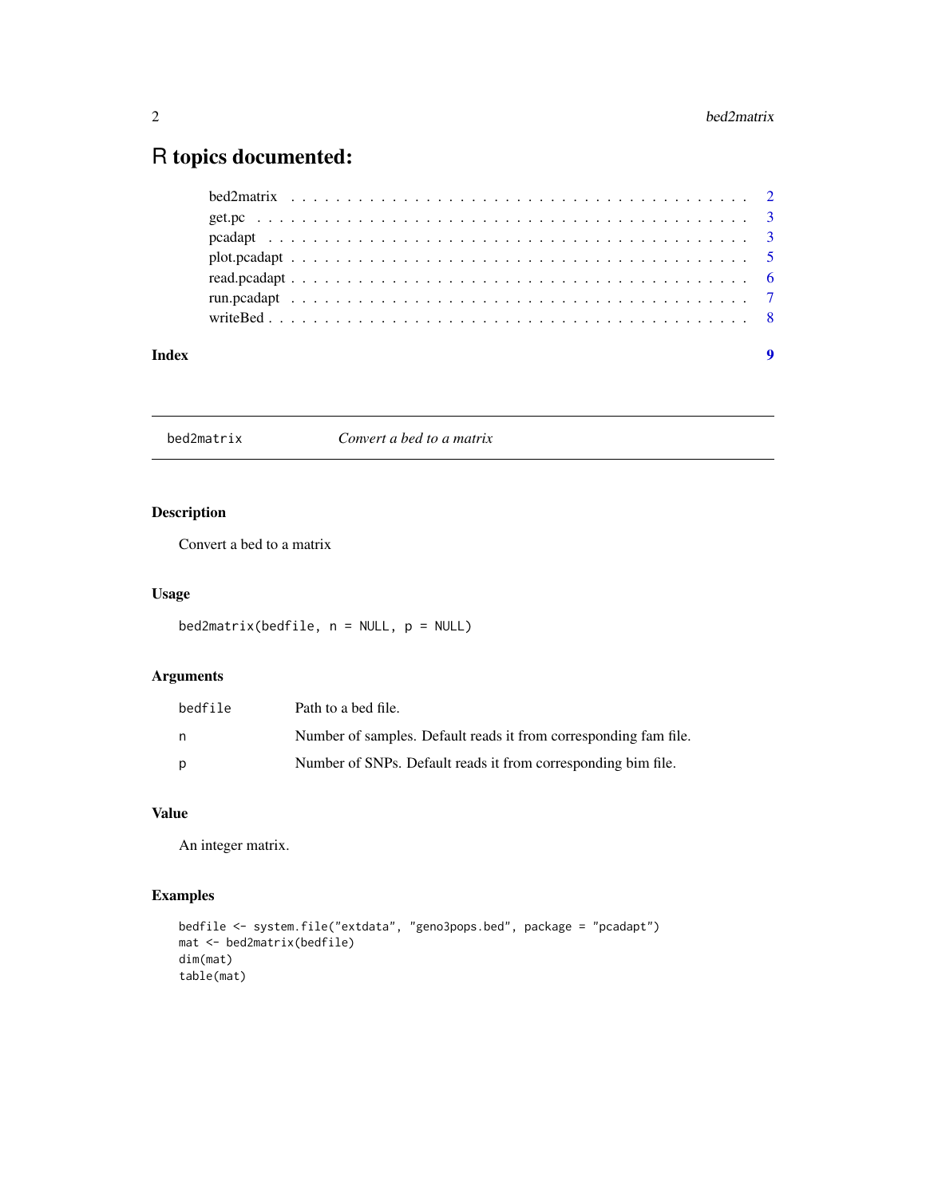# R topics documented:

| | |
|---|---|
| bed2matrix | 2 |
| get.pc | 3 |
| pcadapt | 3 |
| plot.pcadapt | 5 |
| read.pcadapt | 6 |
| run.pcadapt | 7 |
| writeBed | 8 |
| **Index** | **9** |

---

## bed2matrix — *Convert a bed to a matrix*

### Description

Convert a bed to a matrix

### Usage

```
bed2matrix(bedfile, n = NULL, p = NULL)
```

### Arguments

| | |
|---|---|
| bedfile | Path to a bed file. |
| n | Number of samples. Default reads it from corresponding fam file. |
| p | Number of SNPs. Default reads it from corresponding bim file. |

### Value

An integer matrix.

### Examples

```
bedfile <- system.file("extdata", "geno3pops.bed", package = "pcadapt")
mat <- bed2matrix(bedfile)
dim(mat)
table(mat)
```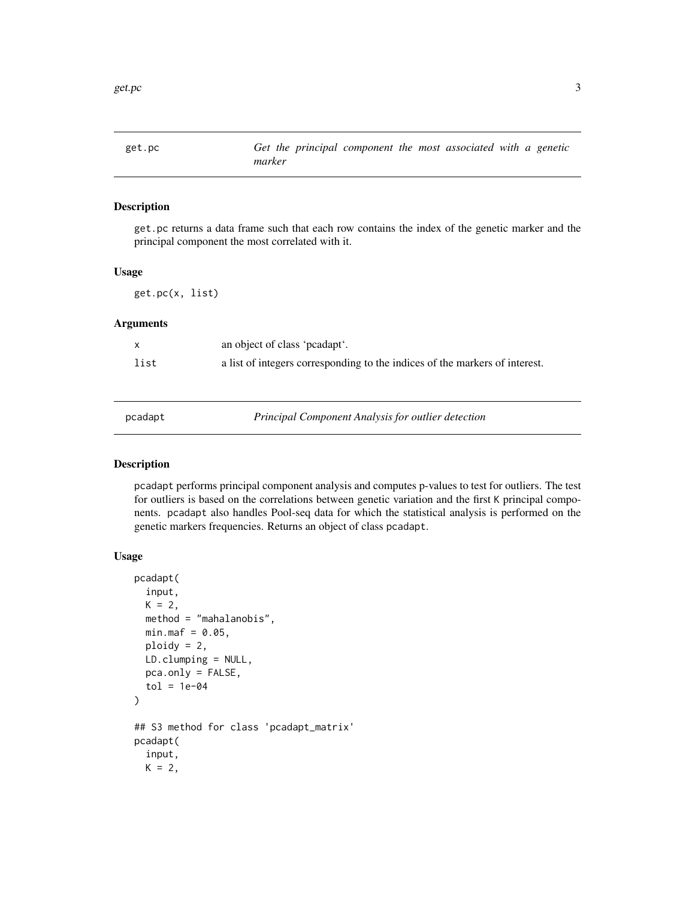## get.pc — *Get the principal component the most associated with a genetic marker*

### Description

get.pc returns a data frame such that each row contains the index of the genetic marker and the principal component the most correlated with it.

### Usage

```
get.pc(x, list)
```

### Arguments

| | |
|---|---|
| x | an object of class 'pcadapt'. |
| list | a list of integers corresponding to the indices of the markers of interest. |

## pcadapt — *Principal Component Analysis for outlier detection*

### Description

pcadapt performs principal component analysis and computes p-values to test for outliers. The test for outliers is based on the correlations between genetic variation and the first K principal components. pcadapt also handles Pool-seq data for which the statistical analysis is performed on the genetic markers frequencies. Returns an object of class pcadapt.

### Usage

```
pcadapt(
  input,
  K = 2,
  method = "mahalanobis",
  min.maf = 0.05,
  ploidy = 2,
  LD.clumping = NULL,
  pca.only = FALSE,
  tol = 1e-04
)

## S3 method for class 'pcadapt_matrix'
pcadapt(
  input,
  K = 2,
```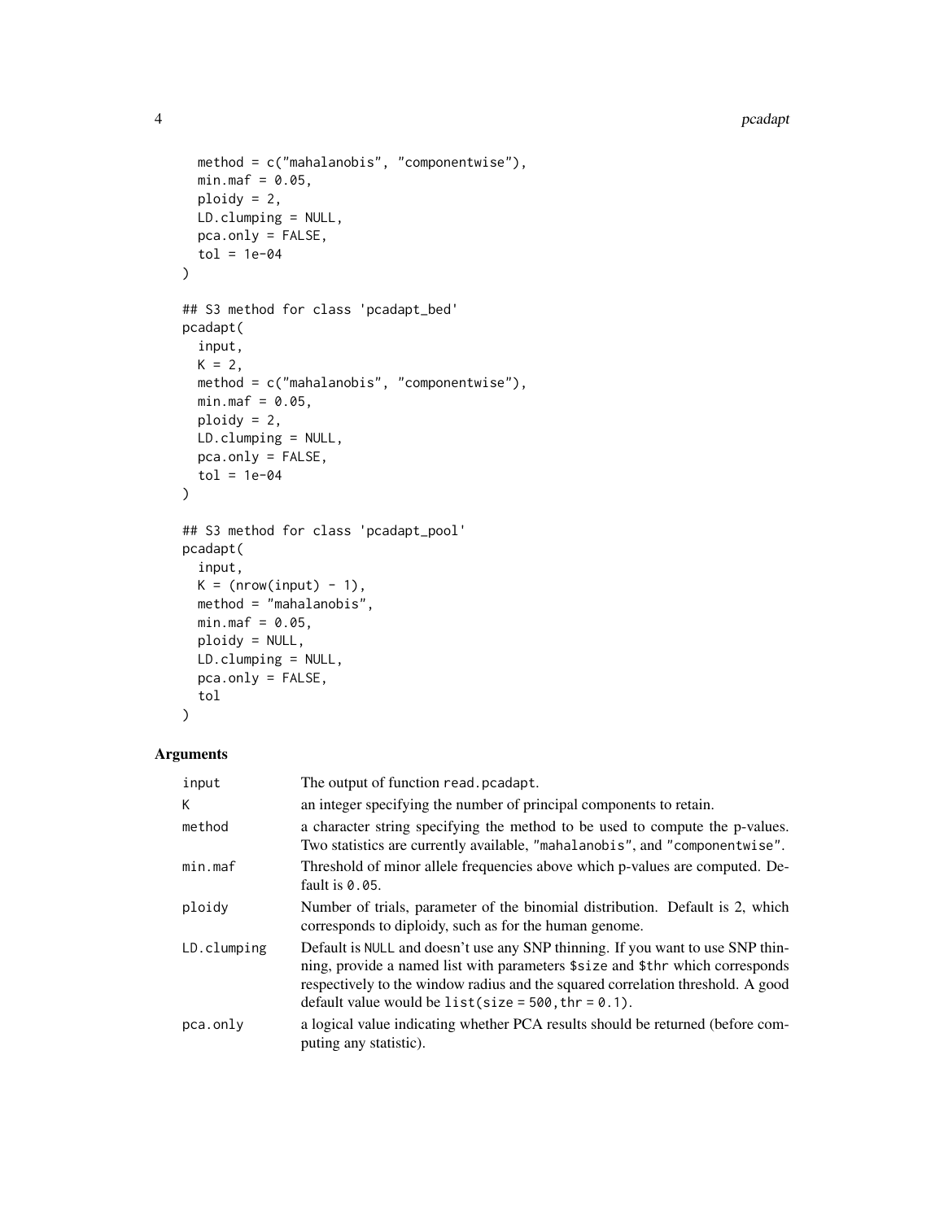```
  method = c("mahalanobis", "componentwise"),
  min.maf = 0.05,
  ploidy = 2,
  LD.clumping = NULL,
  pca.only = FALSE,
  tol = 1e-04
)

## S3 method for class 'pcadapt_bed'
pcadapt(
  input,
  K = 2,
  method = c("mahalanobis", "componentwise"),
  min.maf = 0.05,
  ploidy = 2,
  LD.clumping = NULL,
  pca.only = FALSE,
  tol = 1e-04
)

## S3 method for class 'pcadapt_pool'
pcadapt(
  input,
  K = (nrow(input) - 1),
  method = "mahalanobis",
  min.maf = 0.05,
  ploidy = NULL,
  LD.clumping = NULL,
  pca.only = FALSE,
  tol
)
```

## Arguments

| | |
|---|---|
| input | The output of function read.pcadapt. |
| K | an integer specifying the number of principal components to retain. |
| method | a character string specifying the method to be used to compute the p-values. Two statistics are currently available, "mahalanobis", and "componentwise". |
| min.maf | Threshold of minor allele frequencies above which p-values are computed. Default is 0.05. |
| ploidy | Number of trials, parameter of the binomial distribution. Default is 2, which corresponds to diploidy, such as for the human genome. |
| LD.clumping | Default is NULL and doesn't use any SNP thinning. If you want to use SNP thinning, provide a named list with parameters $size and $thr which corresponds respectively to the window radius and the squared correlation threshold. A good default value would be list(size = 500, thr = 0.1). |
| pca.only | a logical value indicating whether PCA results should be returned (before computing any statistic). |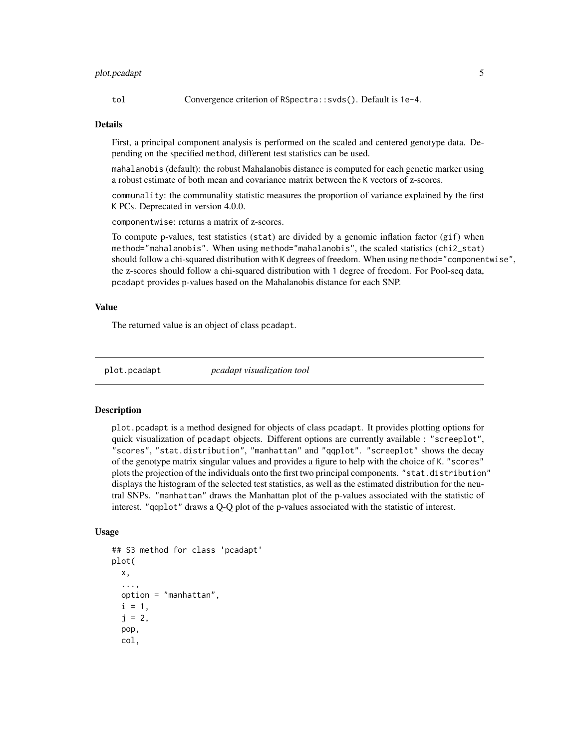tol Convergence criterion of `RSpectra::svds()`. Default is `1e-4`.

### Details

First, a principal component analysis is performed on the scaled and centered genotype data. Depending on the specified `method`, different test statistics can be used.

`mahalanobis` (default): the robust Mahalanobis distance is computed for each genetic marker using a robust estimate of both mean and covariance matrix between the `K` vectors of z-scores.

`communality`: the communality statistic measures the proportion of variance explained by the first `K` PCs. Deprecated in version 4.0.0.

`componentwise`: returns a matrix of z-scores.

To compute p-values, test statistics (`stat`) are divided by a genomic inflation factor (`gif`) when `method="mahalanobis"`. When using `method="mahalanobis"`, the scaled statistics (`chi2_stat`) should follow a chi-squared distribution with `K` degrees of freedom. When using `method="componentwise"`, the z-scores should follow a chi-squared distribution with `1` degree of freedom. For Pool-seq data, `pcadapt` provides p-values based on the Mahalanobis distance for each SNP.

### Value

The returned value is an object of class `pcadapt`.

## plot.pcadapt    *pcadapt visualization tool*

### Description

`plot.pcadapt` is a method designed for objects of class `pcadapt`. It provides plotting options for quick visualization of `pcadapt` objects. Different options are currently available : `"screeplot"`, `"scores"`, `"stat.distribution"`, `"manhattan"` and `"qqplot"`. `"screeplot"` shows the decay of the genotype matrix singular values and provides a figure to help with the choice of `K`. `"scores"` plots the projection of the individuals onto the first two principal components. `"stat.distribution"` displays the histogram of the selected test statistics, as well as the estimated distribution for the neutral SNPs. `"manhattan"` draws the Manhattan plot of the p-values associated with the statistic of interest. `"qqplot"` draws a Q-Q plot of the p-values associated with the statistic of interest.

### Usage

```
## S3 method for class 'pcadapt'
plot(
  x,
  ...,
  option = "manhattan",
  i = 1,
  j = 2,
  pop,
  col,
```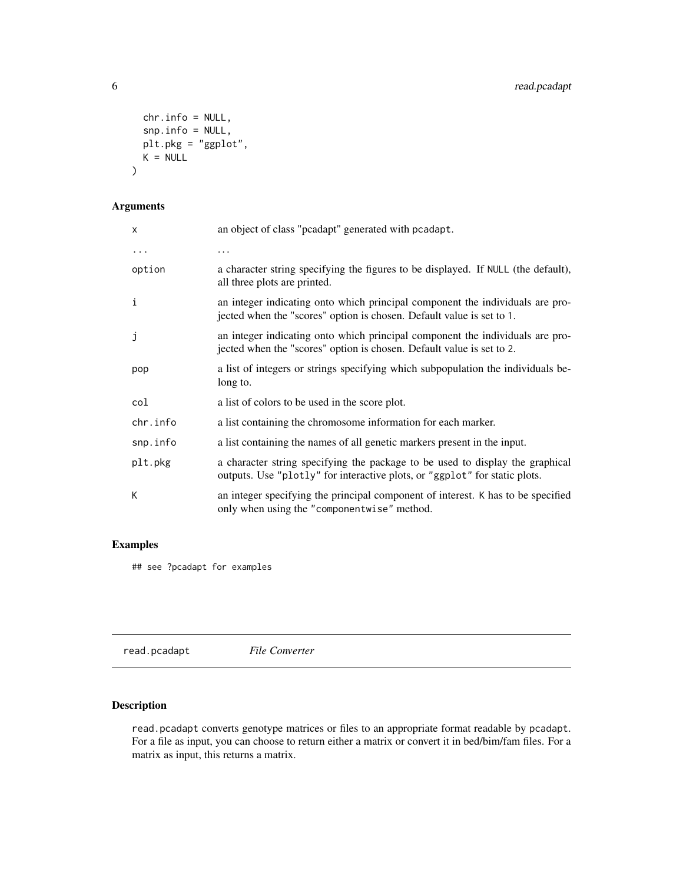```
  chr.info = NULL,
  snp.info = NULL,
  plt.pkg = "ggplot",
  K = NULL
)
```

## Arguments

| | |
|---|---|
| x | an object of class "pcadapt" generated with pcadapt. |
| ... | ... |
| option | a character string specifying the figures to be displayed. If NULL (the default), all three plots are printed. |
| i | an integer indicating onto which principal component the individuals are projected when the "scores" option is chosen. Default value is set to 1. |
| j | an integer indicating onto which principal component the individuals are projected when the "scores" option is chosen. Default value is set to 2. |
| pop | a list of integers or strings specifying which subpopulation the individuals belong to. |
| col | a list of colors to be used in the score plot. |
| chr.info | a list containing the chromosome information for each marker. |
| snp.info | a list containing the names of all genetic markers present in the input. |
| plt.pkg | a character string specifying the package to be used to display the graphical outputs. Use "plotly" for interactive plots, or "ggplot" for static plots. |
| K | an integer specifying the principal component of interest. K has to be specified only when using the "componentwise" method. |

## Examples

```
## see ?pcadapt for examples
```

---

# read.pcadapt *File Converter*

## Description

read.pcadapt converts genotype matrices or files to an appropriate format readable by pcadapt. For a file as input, you can choose to return either a matrix or convert it in bed/bim/fam files. For a matrix as input, this returns a matrix.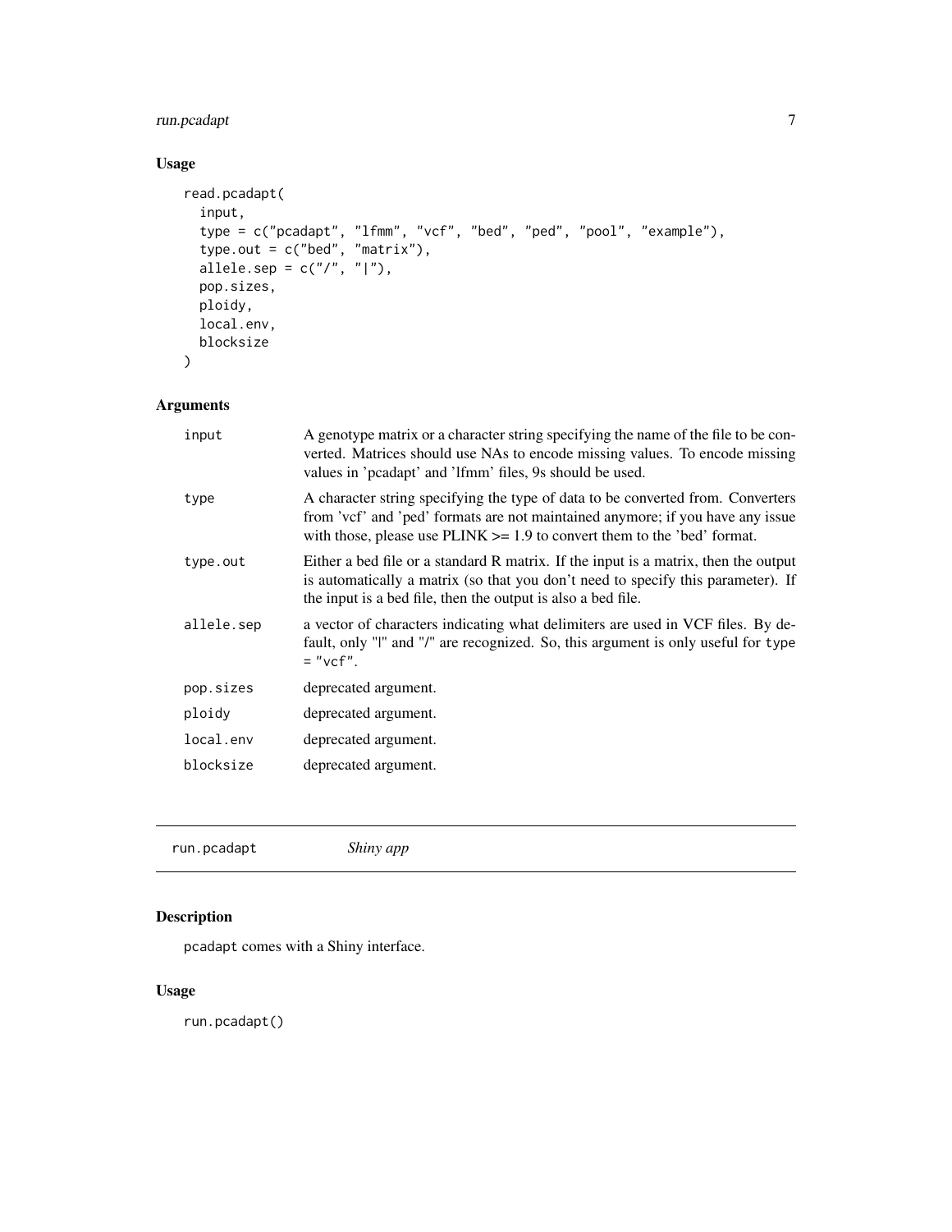## Usage

```
read.pcadapt(
  input,
  type = c("pcadapt", "lfmm", "vcf", "bed", "ped", "pool", "example"),
  type.out = c("bed", "matrix"),
  allele.sep = c("/", "|"),
  pop.sizes,
  ploidy,
  local.env,
  blocksize
)
```

## Arguments

| | |
|---|---|
| `input` | A genotype matrix or a character string specifying the name of the file to be converted. Matrices should use NAs to encode missing values. To encode missing values in 'pcadapt' and 'lfmm' files, 9s should be used. |
| `type` | A character string specifying the type of data to be converted from. Converters from 'vcf' and 'ped' formats are not maintained anymore; if you have any issue with those, please use PLINK >= 1.9 to convert them to the 'bed' format. |
| `type.out` | Either a bed file or a standard R matrix. If the input is a matrix, then the output is automatically a matrix (so that you don't need to specify this parameter). If the input is a bed file, then the output is also a bed file. |
| `allele.sep` | a vector of characters indicating what delimiters are used in VCF files. By default, only "\|" and "/" are recognized. So, this argument is only useful for `type = "vcf"`. |
| `pop.sizes` | deprecated argument. |
| `ploidy` | deprecated argument. |
| `local.env` | deprecated argument. |
| `blocksize` | deprecated argument. |

---

# run.pcadapt    *Shiny app*

## Description

`pcadapt` comes with a Shiny interface.

## Usage

```
run.pcadapt()
```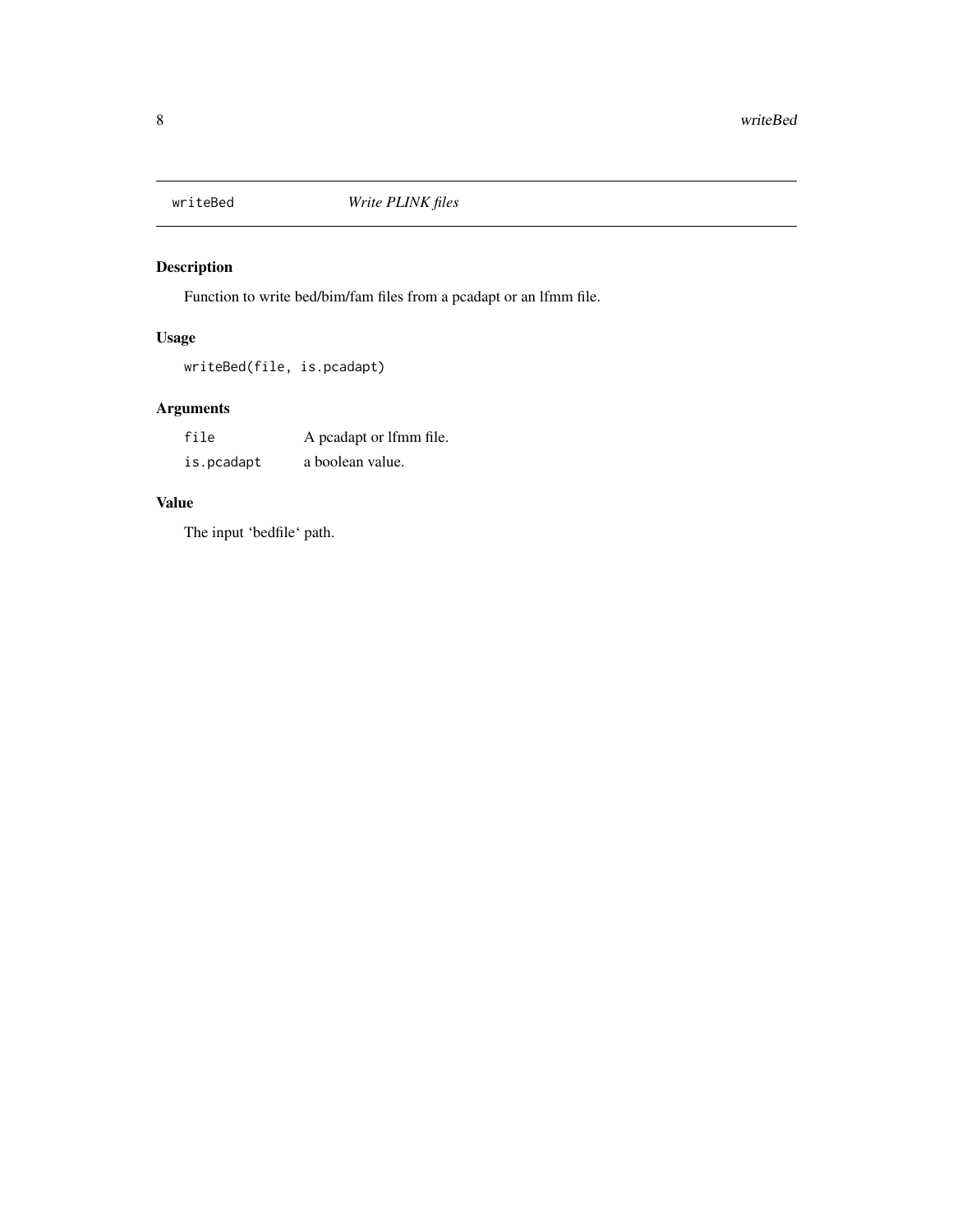## writeBed *Write PLINK files*

### Description

Function to write bed/bim/fam files from a pcadapt or an lfmm file.

### Usage

```
writeBed(file, is.pcadapt)
```

### Arguments

| | |
|---|---|
| `file` | A pcadapt or lfmm file. |
| `is.pcadapt` | a boolean value. |

### Value

The input 'bedfile' path.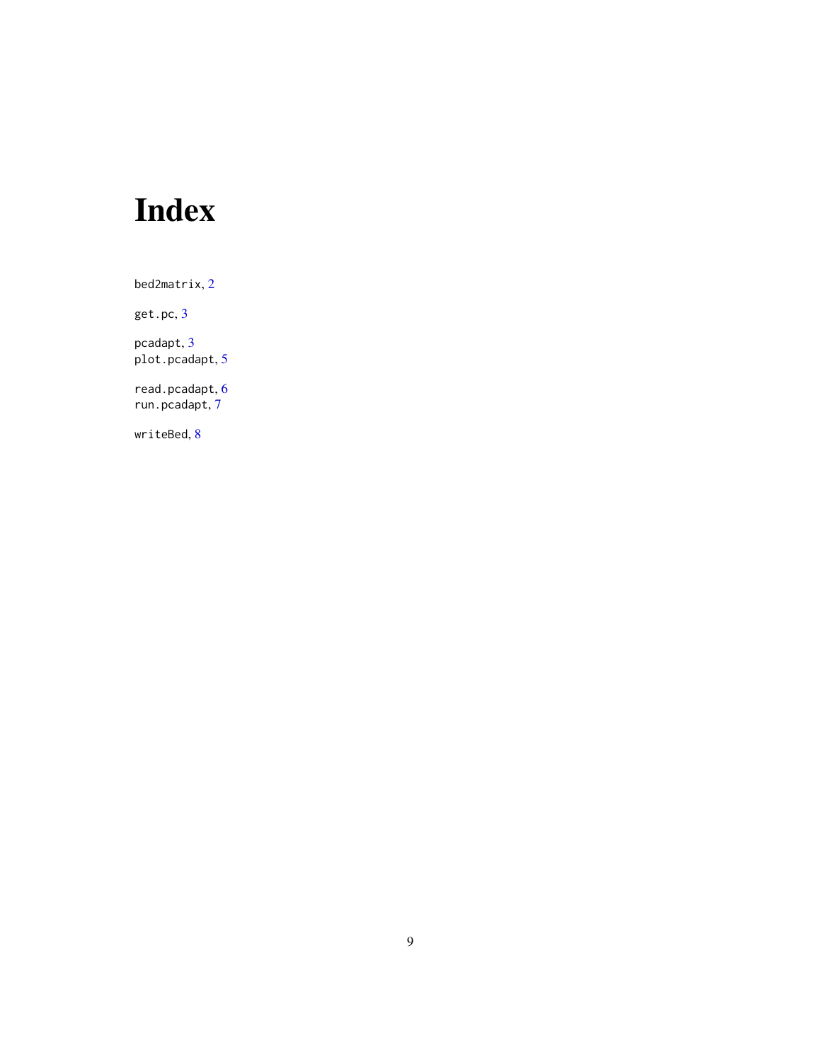# Index

bed2matrix, 2

get.pc, 3

pcadapt, 3
plot.pcadapt, 5

read.pcadapt, 6
run.pcadapt, 7

writeBed, 8